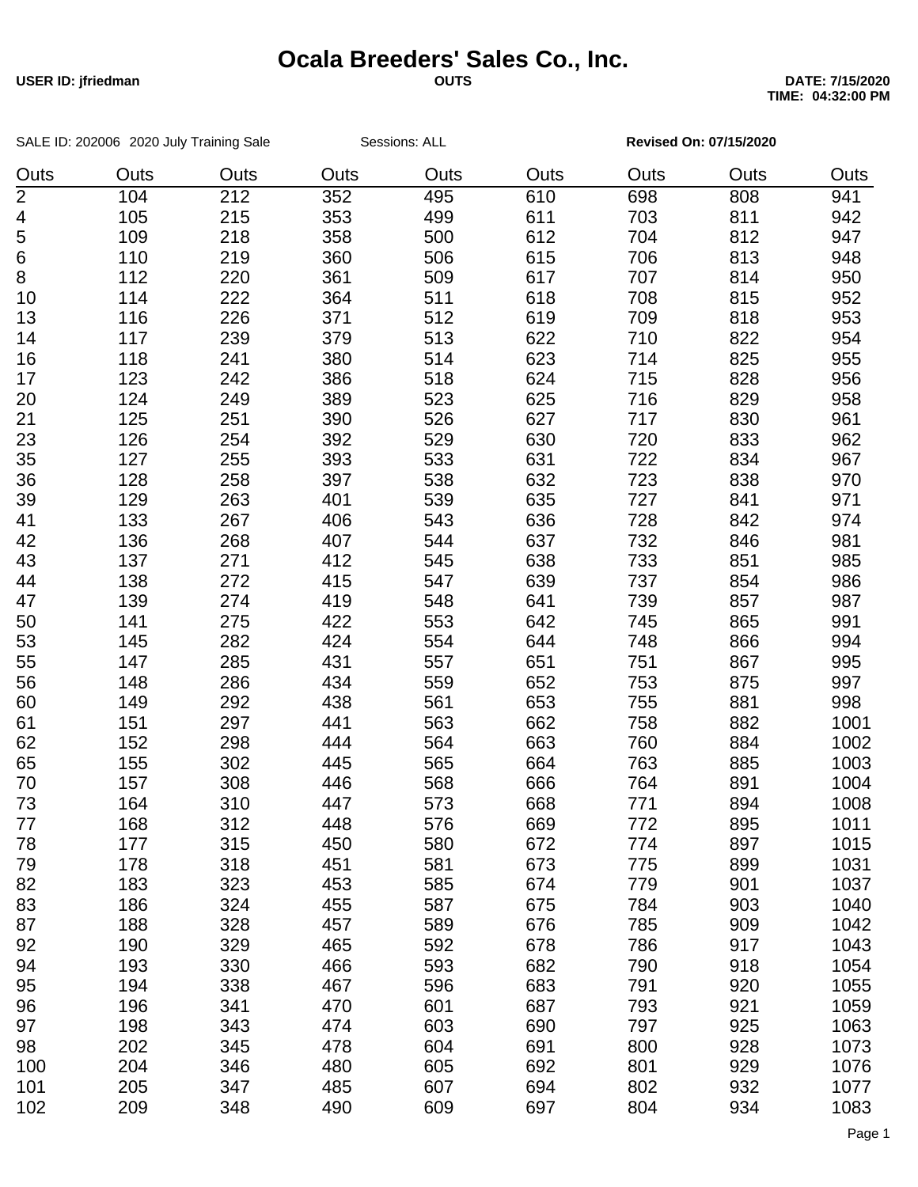# Ocala Breeders' Sales Co., Inc.

**USER ID: jfriedman** **OUTS** **DATE: 7/15/2020**
**TIME: 04:32:00 PM**

SALE ID: 202006 2020 July Training Sale Sessions: ALL **Revised On: 07/15/2020**

| Outs | Outs | Outs | Outs | Outs | Outs | Outs | Outs | Outs |
|---|---|---|---|---|---|---|---|---|
| 2 | 104 | 212 | 352 | 495 | 610 | 698 | 808 | 941 |
| 4 | 105 | 215 | 353 | 499 | 611 | 703 | 811 | 942 |
| 5 | 109 | 218 | 358 | 500 | 612 | 704 | 812 | 947 |
| 6 | 110 | 219 | 360 | 506 | 615 | 706 | 813 | 948 |
| 8 | 112 | 220 | 361 | 509 | 617 | 707 | 814 | 950 |
| 10 | 114 | 222 | 364 | 511 | 618 | 708 | 815 | 952 |
| 13 | 116 | 226 | 371 | 512 | 619 | 709 | 818 | 953 |
| 14 | 117 | 239 | 379 | 513 | 622 | 710 | 822 | 954 |
| 16 | 118 | 241 | 380 | 514 | 623 | 714 | 825 | 955 |
| 17 | 123 | 242 | 386 | 518 | 624 | 715 | 828 | 956 |
| 20 | 124 | 249 | 389 | 523 | 625 | 716 | 829 | 958 |
| 21 | 125 | 251 | 390 | 526 | 627 | 717 | 830 | 961 |
| 23 | 126 | 254 | 392 | 529 | 630 | 720 | 833 | 962 |
| 35 | 127 | 255 | 393 | 533 | 631 | 722 | 834 | 967 |
| 36 | 128 | 258 | 397 | 538 | 632 | 723 | 838 | 970 |
| 39 | 129 | 263 | 401 | 539 | 635 | 727 | 841 | 971 |
| 41 | 133 | 267 | 406 | 543 | 636 | 728 | 842 | 974 |
| 42 | 136 | 268 | 407 | 544 | 637 | 732 | 846 | 981 |
| 43 | 137 | 271 | 412 | 545 | 638 | 733 | 851 | 985 |
| 44 | 138 | 272 | 415 | 547 | 639 | 737 | 854 | 986 |
| 47 | 139 | 274 | 419 | 548 | 641 | 739 | 857 | 987 |
| 50 | 141 | 275 | 422 | 553 | 642 | 745 | 865 | 991 |
| 53 | 145 | 282 | 424 | 554 | 644 | 748 | 866 | 994 |
| 55 | 147 | 285 | 431 | 557 | 651 | 751 | 867 | 995 |
| 56 | 148 | 286 | 434 | 559 | 652 | 753 | 875 | 997 |
| 60 | 149 | 292 | 438 | 561 | 653 | 755 | 881 | 998 |
| 61 | 151 | 297 | 441 | 563 | 662 | 758 | 882 | 1001 |
| 62 | 152 | 298 | 444 | 564 | 663 | 760 | 884 | 1002 |
| 65 | 155 | 302 | 445 | 565 | 664 | 763 | 885 | 1003 |
| 70 | 157 | 308 | 446 | 568 | 666 | 764 | 891 | 1004 |
| 73 | 164 | 310 | 447 | 573 | 668 | 771 | 894 | 1008 |
| 77 | 168 | 312 | 448 | 576 | 669 | 772 | 895 | 1011 |
| 78 | 177 | 315 | 450 | 580 | 672 | 774 | 897 | 1015 |
| 79 | 178 | 318 | 451 | 581 | 673 | 775 | 899 | 1031 |
| 82 | 183 | 323 | 453 | 585 | 674 | 779 | 901 | 1037 |
| 83 | 186 | 324 | 455 | 587 | 675 | 784 | 903 | 1040 |
| 87 | 188 | 328 | 457 | 589 | 676 | 785 | 909 | 1042 |
| 92 | 190 | 329 | 465 | 592 | 678 | 786 | 917 | 1043 |
| 94 | 193 | 330 | 466 | 593 | 682 | 790 | 918 | 1054 |
| 95 | 194 | 338 | 467 | 596 | 683 | 791 | 920 | 1055 |
| 96 | 196 | 341 | 470 | 601 | 687 | 793 | 921 | 1059 |
| 97 | 198 | 343 | 474 | 603 | 690 | 797 | 925 | 1063 |
| 98 | 202 | 345 | 478 | 604 | 691 | 800 | 928 | 1073 |
| 100 | 204 | 346 | 480 | 605 | 692 | 801 | 929 | 1076 |
| 101 | 205 | 347 | 485 | 607 | 694 | 802 | 932 | 1077 |
| 102 | 209 | 348 | 490 | 609 | 697 | 804 | 934 | 1083 |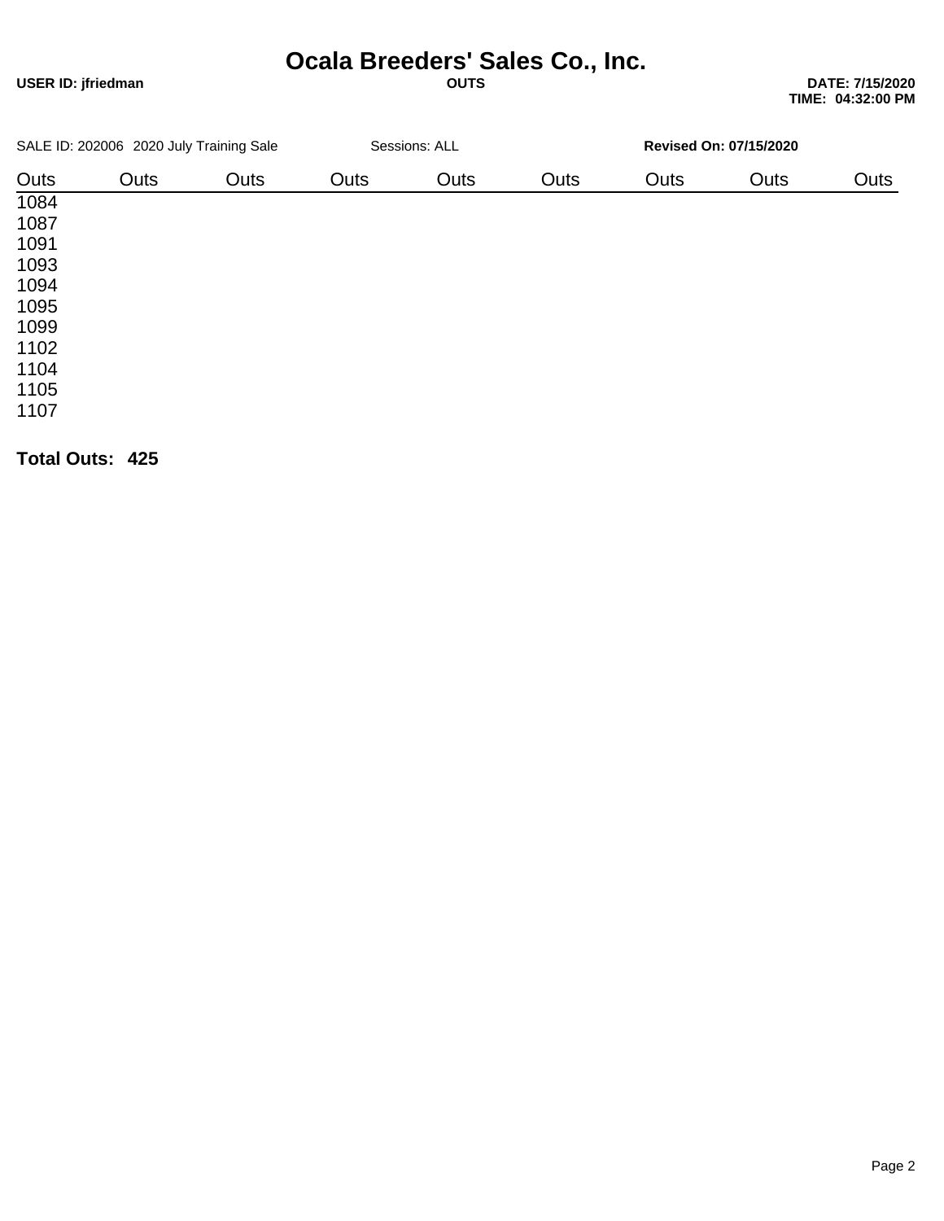# Ocala Breeders' Sales Co., Inc.

**USER ID: jfriedman** **OUTS** **DATE: 7/15/2020**
**TIME: 04:32:00 PM**

SALE ID: 202006 2020 July Training Sale Sessions: ALL **Revised On: 07/15/2020**

| Outs | Outs | Outs | Outs | Outs | Outs | Outs | Outs | Outs |
|---|---|---|---|---|---|---|---|---|
| 1084 | | | | | | | | |
| 1087 | | | | | | | | |
| 1091 | | | | | | | | |
| 1093 | | | | | | | | |
| 1094 | | | | | | | | |
| 1095 | | | | | | | | |
| 1099 | | | | | | | | |
| 1102 | | | | | | | | |
| 1104 | | | | | | | | |
| 1105 | | | | | | | | |
| 1107 | | | | | | | | |

**Total Outs: 425**